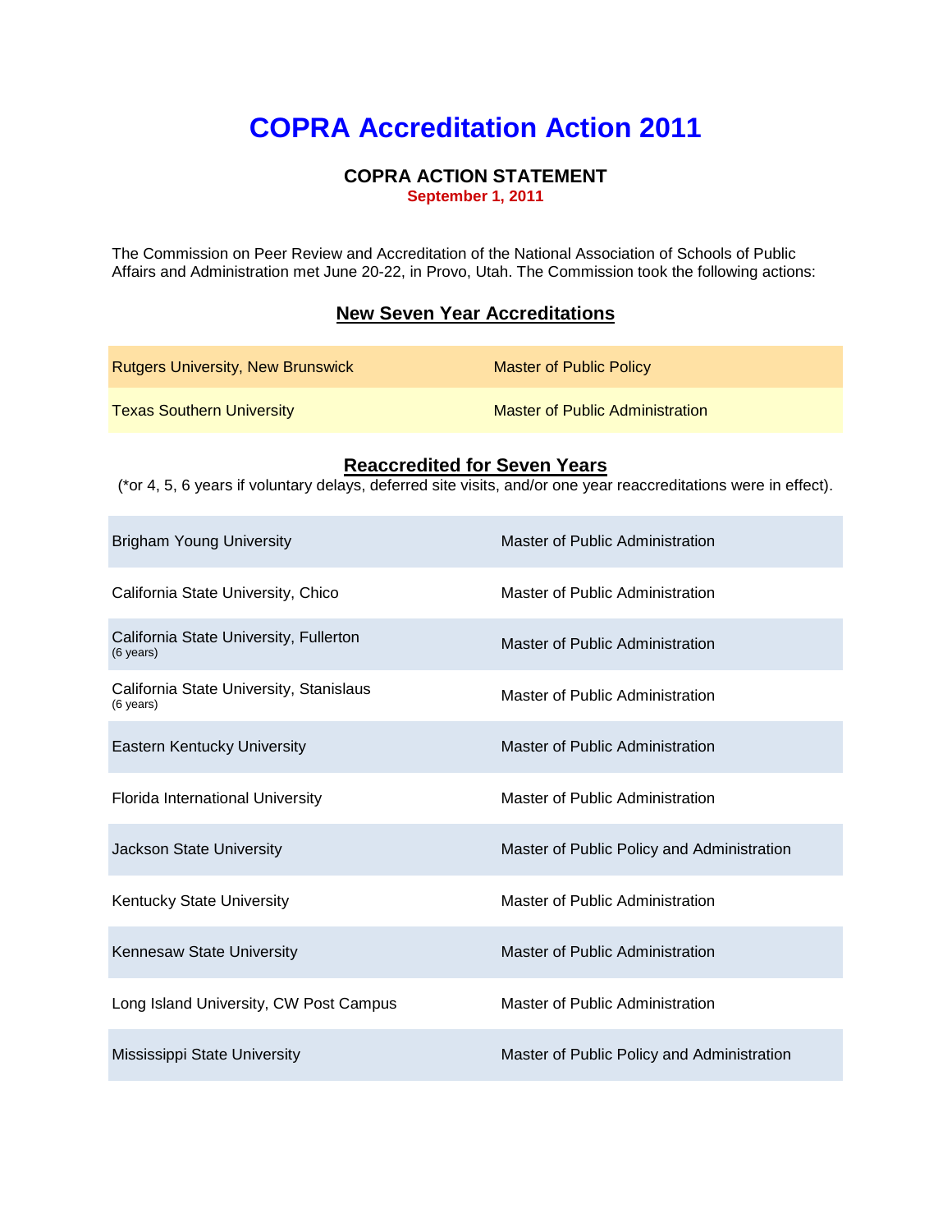# COPRA Accreditation Action 2011

## COPRA ACTION STATEMENT

**September 1, 2011**

The Commission on Peer Review and Accreditation of the National Association of Schools of Public Affairs and Administration met June 20-22, in Provo, Utah. The Commission took the following actions:

### New Seven Year Accreditations

| | |
|---|---|
| Rutgers University, New Brunswick | Master of Public Policy |
| Texas Southern University | Master of Public Administration |

### Reaccredited for Seven Years

(*or 4, 5, 6 years if voluntary delays, deferred site visits, and/or one year reaccreditations were in effect).

| | |
|---|---|
| Brigham Young University | Master of Public Administration |
| California State University, Chico | Master of Public Administration |
| California State University, Fullerton (6 years) | Master of Public Administration |
| California State University, Stanislaus (6 years) | Master of Public Administration |
| Eastern Kentucky University | Master of Public Administration |
| Florida International University | Master of Public Administration |
| Jackson State University | Master of Public Policy and Administration |
| Kentucky State University | Master of Public Administration |
| Kennesaw State University | Master of Public Administration |
| Long Island University, CW Post Campus | Master of Public Administration |
| Mississippi State University | Master of Public Policy and Administration |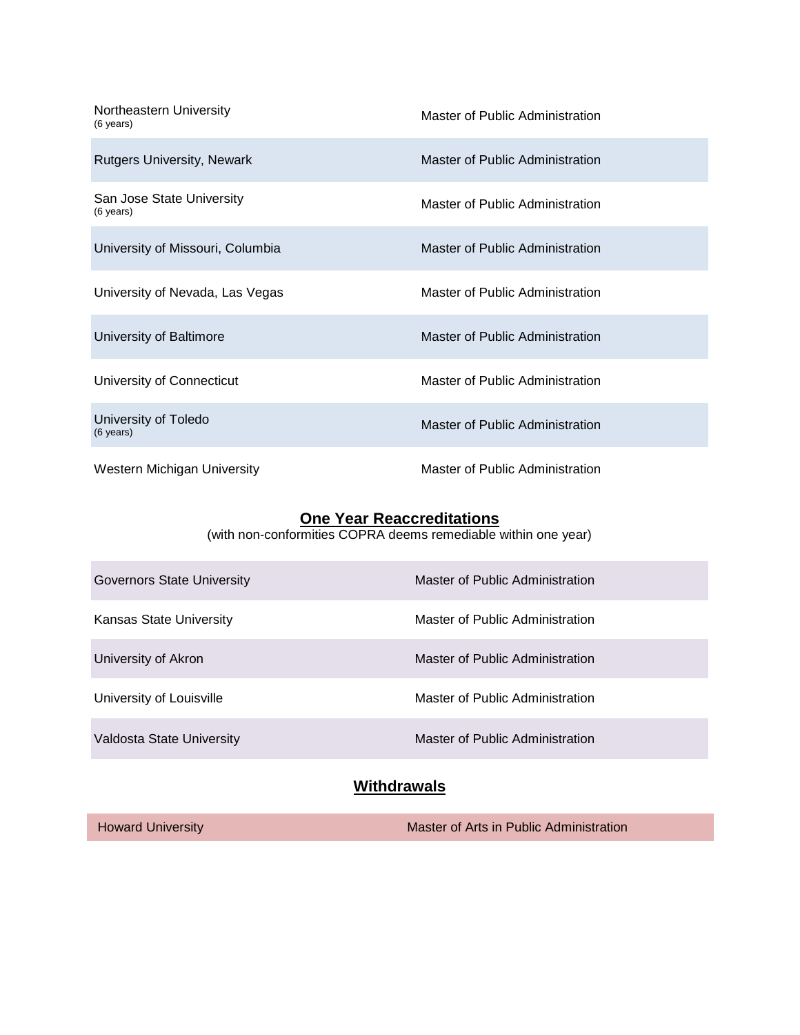| | |
|---|---|
| Northeastern University (6 years) | Master of Public Administration |
| Rutgers University, Newark | Master of Public Administration |
| San Jose State University (6 years) | Master of Public Administration |
| University of Missouri, Columbia | Master of Public Administration |
| University of Nevada, Las Vegas | Master of Public Administration |
| University of Baltimore | Master of Public Administration |
| University of Connecticut | Master of Public Administration |
| University of Toledo (6 years) | Master of Public Administration |
| Western Michigan University | Master of Public Administration |

## One Year Reaccreditations

(with non-conformities COPRA deems remediable within one year)

| | |
|---|---|
| Governors State University | Master of Public Administration |
| Kansas State University | Master of Public Administration |
| University of Akron | Master of Public Administration |
| University of Louisville | Master of Public Administration |
| Valdosta State University | Master of Public Administration |

## Withdrawals

| | |
|---|---|
| Howard University | Master of Arts in Public Administration |